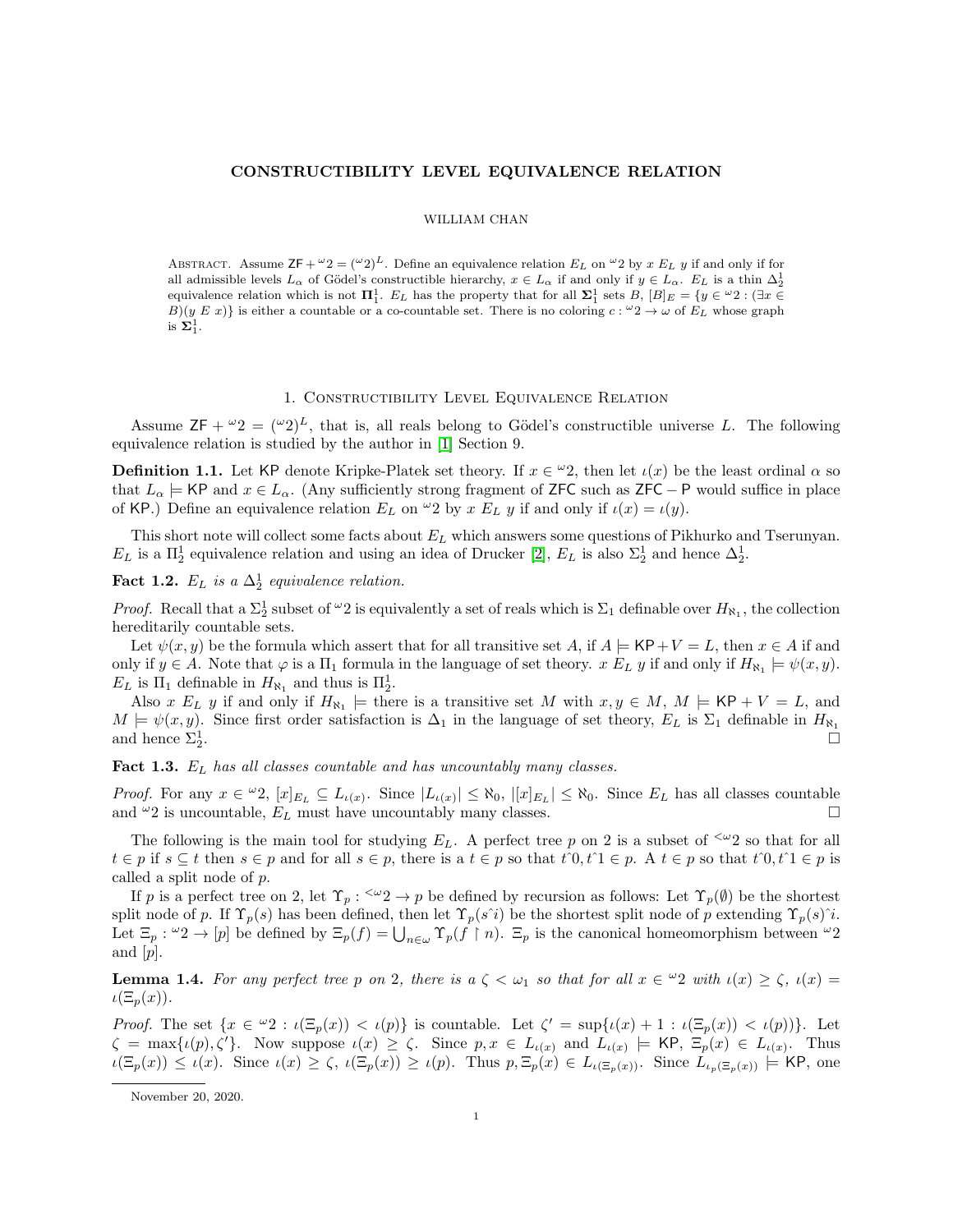# CONSTRUCTIBILITY LEVEL EQUIVALENCE RELATION

WILLIAM CHAN

Abstract. Assume $\mathsf{ZF} + {}^\omega 2 = ({}^\omega 2)^L$. Define an equivalence relation $E_L$ on ${}^\omega 2$ by $x \ E_L \ y$ if and only if for all admissible levels $L_\alpha$ of Gödel's constructible hierarchy, $x \in L_\alpha$ if and only if $y \in L_\alpha$. $E_L$ is a thin $\Delta^1_2$ equivalence relation which is not $\mathbf{\Pi}^1_1$. $E_L$ has the property that for all $\mathbf{\Sigma}^1_1$ sets $B$, $[B]_E = \{y \in {}^\omega 2 : (\exists x \in B)(y \ E \ x)\}$ is either a countable or a co-countable set. There is no coloring $c : {}^\omega 2 \to \omega$ of $E_L$ whose graph is $\mathbf{\Sigma}^1_1$.

## 1. Constructibility Level Equivalence Relation

Assume $\mathsf{ZF} + {}^\omega 2 = ({}^\omega 2)^L$, that is, all reals belong to Gödel's constructible universe $L$. The following equivalence relation is studied by the author in [1] Section 9.

**Definition 1.1.** Let $\mathsf{KP}$ denote Kripke-Platek set theory. If $x \in {}^\omega 2$, then let $\iota(x)$ be the least ordinal $\alpha$ so that $L_\alpha \models \mathsf{KP}$ and $x \in L_\alpha$. (Any sufficiently strong fragment of $\mathsf{ZFC}$ such as $\mathsf{ZFC} - \mathsf{P}$ would suffice in place of $\mathsf{KP}$.) Define an equivalence relation $E_L$ on ${}^\omega 2$ by $x \ E_L \ y$ if and only if $\iota(x) = \iota(y)$.

This short note will collect some facts about $E_L$ which answers some questions of Pikhurko and Tserunyan. $E_L$ is a $\Pi^1_2$ equivalence relation and using an idea of Drucker [2], $E_L$ is also $\Sigma^1_2$ and hence $\Delta^1_2$.

**Fact 1.2.** *$E_L$ is a $\Delta^1_2$ equivalence relation.*

*Proof.* Recall that a $\Sigma^1_2$ subset of ${}^\omega 2$ is equivalently a set of reals which is $\Sigma_1$ definable over $H_{\aleph_1}$, the collection hereditarily countable sets.

Let $\psi(x, y)$ be the formula which assert that for all transitive set $A$, if $A \models \mathsf{KP} + V = L$, then $x \in A$ if and only if $y \in A$. Note that $\varphi$ is a $\Pi_1$ formula in the language of set theory. $x \ E_L \ y$ if and only if $H_{\aleph_1} \models \psi(x, y)$. $E_L$ is $\Pi_1$ definable in $H_{\aleph_1}$ and thus is $\Pi^1_2$.

Also $x \ E_L \ y$ if and only if $H_{\aleph_1} \models$ there is a transitive set $M$ with $x, y \in M$, $M \models \mathsf{KP} + V = L$, and $M \models \psi(x, y)$. Since first order satisfaction is $\Delta_1$ in the language of set theory, $E_L$ is $\Sigma_1$ definable in $H_{\aleph_1}$ and hence $\Sigma^1_2$. $\square$

**Fact 1.3.** *$E_L$ has all classes countable and has uncountably many classes.*

*Proof.* For any $x \in {}^\omega 2$, $[x]_{E_L} \subseteq L_{\iota(x)}$. Since $|L_{\iota(x)}| \leq \aleph_0$, $|[x]_{E_L}| \leq \aleph_0$. Since $E_L$ has all classes countable and ${}^\omega 2$ is uncountable, $E_L$ must have uncountably many classes. $\square$

The following is the main tool for studying $E_L$. A perfect tree $p$ on 2 is a subset of ${}^{<\omega}2$ so that for all $t \in p$ if $s \subseteq t$ then $s \in p$ and for all $s \in p$, there is a $t \in p$ so that $t\hat{\ }0, t\hat{\ }1 \in p$. A $t \in p$ so that $t\hat{\ }0, t\hat{\ }1 \in p$ is called a split node of $p$.

If $p$ is a perfect tree on 2, let $\Upsilon_p : {}^{<\omega}2 \to p$ be defined by recursion as follows: Let $\Upsilon_p(\emptyset)$ be the shortest split node of $p$. If $\Upsilon_p(s)$ has been defined, then let $\Upsilon_p(s\hat{\ }i)$ be the shortest split node of $p$ extending $\Upsilon_p(s)\hat{\ }i$. Let $\Xi_p : {}^\omega 2 \to [p]$ be defined by $\Xi_p(f) = \bigcup_{n \in \omega} \Upsilon_p(f \restriction n)$. $\Xi_p$ is the canonical homeomorphism between ${}^\omega 2$ and $[p]$.

**Lemma 1.4.** *For any perfect tree $p$ on 2, there is a $\zeta < \omega_1$ so that for all $x \in {}^\omega 2$ with $\iota(x) \geq \zeta$, $\iota(x) = \iota(\Xi_p(x))$.*

*Proof.* The set $\{x \in {}^\omega 2 : \iota(\Xi_p(x)) < \iota(p)\}$ is countable. Let $\zeta' = \sup\{\iota(x) + 1 : \iota(\Xi_p(x)) < \iota(p)\}$. Let $\zeta = \max\{\iota(p), \zeta'\}$. Now suppose $\iota(x) \geq \zeta$. Since $p, x \in L_{\iota(x)}$ and $L_{\iota(x)} \models \mathsf{KP}$, $\Xi_p(x) \in L_{\iota(x)}$. Thus $\iota(\Xi_p(x)) \leq \iota(x)$. Since $\iota(x) \geq \zeta$, $\iota(\Xi_p(x)) \geq \iota(p)$. Thus $p, \Xi_p(x) \in L_{\iota(\Xi_p(x))}$. Since $L_{\iota_p(\Xi_p(x))} \models \mathsf{KP}$, one

November 20, 2020.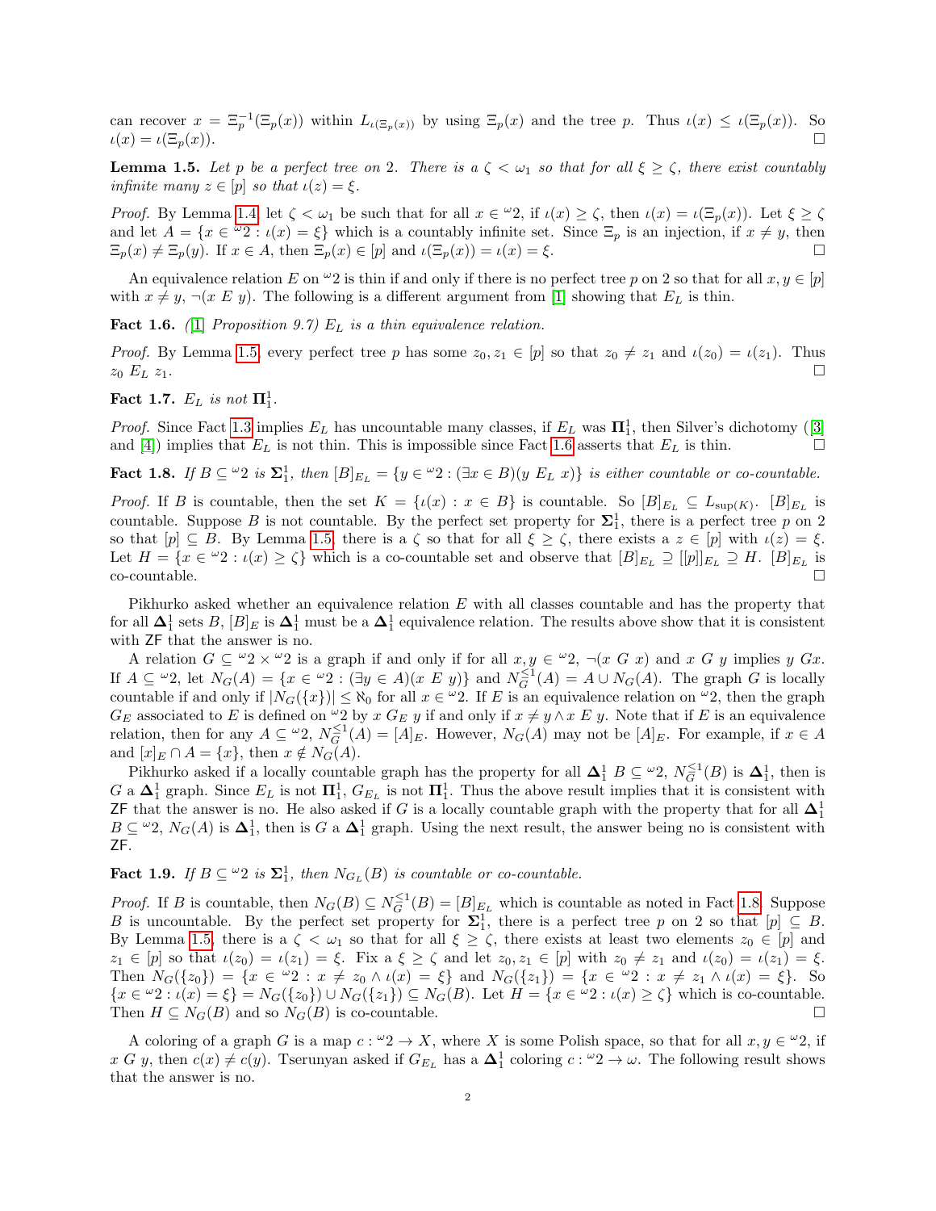can recover $x = \Xi_p^{-1}(\Xi_p(x))$ within $L_{\iota(\Xi_p(x))}$ by using $\Xi_p(x)$ and the tree $p$. Thus $\iota(x) \leq \iota(\Xi_p(x))$. So $\iota(x) = \iota(\Xi_p(x))$. $\square$

**Lemma 1.5.** *Let $p$ be a perfect tree on 2. There is a $\zeta < \omega_1$ so that for all $\xi \geq \zeta$, there exist countably infinite many $z \in [p]$ so that $\iota(z) = \xi$.*

*Proof.* By Lemma 1.4 let $\zeta < \omega_1$ be such that for all $x \in {}^\omega 2$, if $\iota(x) \geq \zeta$, then $\iota(x) = \iota(\Xi_p(x))$. Let $\xi \geq \zeta$ and let $A = \{x \in {}^\omega 2 : \iota(x) = \xi\}$ which is a countably infinite set. Since $\Xi_p$ is an injection, if $x \neq y$, then $\Xi_p(x) \neq \Xi_p(y)$. If $x \in A$, then $\Xi_p(x) \in [p]$ and $\iota(\Xi_p(x)) = \iota(x) = \xi$. $\square$

An equivalence relation $E$ on ${}^\omega 2$ is thin if and only if there is no perfect tree $p$ on 2 so that for all $x, y \in [p]$ with $x \neq y$, $\neg(x\ E\ y)$. The following is a different argument from [1] showing that $E_L$ is thin.

**Fact 1.6.** *([1] Proposition 9.7) $E_L$ is a thin equivalence relation.*

*Proof.* By Lemma 1.5, every perfect tree $p$ has some $z_0, z_1 \in [p]$ so that $z_0 \neq z_1$ and $\iota(z_0) = \iota(z_1)$. Thus $z_0\ E_L\ z_1$. $\square$

**Fact 1.7.** *$E_L$ is not $\mathbf{\Pi}^1_1$.*

*Proof.* Since Fact 1.3 implies $E_L$ has uncountable many classes, if $E_L$ was $\mathbf{\Pi}^1_1$, then Silver's dichotomy ([3] and [4]) implies that $E_L$ is not thin. This is impossible since Fact 1.6 asserts that $E_L$ is thin. $\square$

**Fact 1.8.** *If $B \subseteq {}^\omega 2$ is $\mathbf{\Sigma}^1_1$, then $[B]_{E_L} = \{y \in {}^\omega 2 : (\exists x \in B)(y\ E_L\ x)\}$ is either countable or co-countable.*

*Proof.* If $B$ is countable, then the set $K = \{\iota(x) : x \in B\}$ is countable. So $[B]_{E_L} \subseteq L_{\sup(K)}$. $[B]_{E_L}$ is countable. Suppose $B$ is not countable. By the perfect set property for $\mathbf{\Sigma}^1_1$, there is a perfect tree $p$ on 2 so that $[p] \subseteq B$. By Lemma 1.5, there is a $\zeta$ so that for all $\xi \geq \zeta$, there exists a $z \in [p]$ with $\iota(z) = \xi$. Let $H = \{x \in {}^\omega 2 : \iota(x) \geq \zeta\}$ which is a co-countable set and observe that $[B]_{E_L} \supseteq [[p]]_{E_L} \supseteq H$. $[B]_{E_L}$ is co-countable. $\square$

Pikhurko asked whether an equivalence relation $E$ with all classes countable and has the property that for all $\mathbf{\Delta}^1_1$ sets $B$, $[B]_E$ is $\mathbf{\Delta}^1_1$ must be a $\mathbf{\Delta}^1_1$ equivalence relation. The results above show that it is consistent with $\mathsf{ZF}$ that the answer is no.

A relation $G \subseteq {}^\omega 2 \times {}^\omega 2$ is a graph if and only if for all $x, y \in {}^\omega 2$, $\neg(x\ G\ x)$ and $x\ G\ y$ implies $y\ Gx$. If $A \subseteq {}^\omega 2$, let $N_G(A) = \{x \in {}^\omega 2 : (\exists y \in A)(x\ E\ y)\}$ and $N_G^{\leq 1}(A) = A \cup N_G(A)$. The graph $G$ is locally countable if and only if $|N_G(\{x\})| \leq \aleph_0$ for all $x \in {}^\omega 2$. If $E$ is an equivalence relation on ${}^\omega 2$, then the graph $G_E$ associated to $E$ is defined on ${}^\omega 2$ by $x\ G_E\ y$ if and only if $x \neq y \wedge x\ E\ y$. Note that if $E$ is an equivalence relation, then for any $A \subseteq {}^\omega 2$, $N_G^{\leq 1}(A) = [A]_E$. However, $N_G(A)$ may not be $[A]_E$. For example, if $x \in A$ and $[x]_E \cap A = \{x\}$, then $x \notin N_G(A)$.

Pikhurko asked if a locally countable graph has the property for all $\mathbf{\Delta}^1_1$ $B \subseteq {}^\omega 2$, $N_G^{\leq 1}(B)$ is $\mathbf{\Delta}^1_1$, then is $G$ a $\mathbf{\Delta}^1_1$ graph. Since $E_L$ is not $\mathbf{\Pi}^1_1$, $G_{E_L}$ is not $\mathbf{\Pi}^1_1$. Thus the above result implies that it is consistent with $\mathsf{ZF}$ that the answer is no. He also asked if $G$ is a locally countable graph with the property that for all $\mathbf{\Delta}^1_1$ $B \subseteq {}^\omega 2$, $N_G(A)$ is $\mathbf{\Delta}^1_1$, then is $G$ a $\mathbf{\Delta}^1_1$ graph. Using the next result, the answer being no is consistent with $\mathsf{ZF}$.

**Fact 1.9.** *If $B \subseteq {}^\omega 2$ is $\mathbf{\Sigma}^1_1$, then $N_{G_L}(B)$ is countable or co-countable.*

*Proof.* If $B$ is countable, then $N_G(B) \subseteq N_G^{\leq 1}(B) = [B]_{E_L}$ which is countable as noted in Fact 1.8. Suppose $B$ is uncountable. By the perfect set property for $\mathbf{\Sigma}^1_1$, there is a perfect tree $p$ on 2 so that $[p] \subseteq B$. By Lemma 1.5, there is a $\zeta < \omega_1$ so that for all $\xi \geq \zeta$, there exists at least two elements $z_0 \in [p]$ and $z_1 \in [p]$ so that $\iota(z_0) = \iota(z_1) = \xi$. Fix a $\xi \geq \zeta$ and let $z_0, z_1 \in [p]$ with $z_0 \neq z_1$ and $\iota(z_0) = \iota(z_1) = \xi$. Then $N_G(\{z_0\}) = \{x \in {}^\omega 2 : x \neq z_0 \wedge \iota(x) = \xi\}$ and $N_G(\{z_1\}) = \{x \in {}^\omega 2 : x \neq z_1 \wedge \iota(x) = \xi\}$. So $\{x \in {}^\omega 2 : \iota(x) = \xi\} = N_G(\{z_0\}) \cup N_G(\{z_1\}) \subseteq N_G(B)$. Let $H = \{x \in {}^\omega 2 : \iota(x) \geq \zeta\}$ which is co-countable. Then $H \subseteq N_G(B)$ and so $N_G(B)$ is co-countable. $\square$

A coloring of a graph $G$ is a map $c : {}^\omega 2 \to X$, where $X$ is some Polish space, so that for all $x, y \in {}^\omega 2$, if $x\ G\ y$, then $c(x) \neq c(y)$. Tserunyan asked if $G_{E_L}$ has a $\mathbf{\Delta}^1_1$ coloring $c : {}^\omega 2 \to \omega$. The following result shows that the answer is no.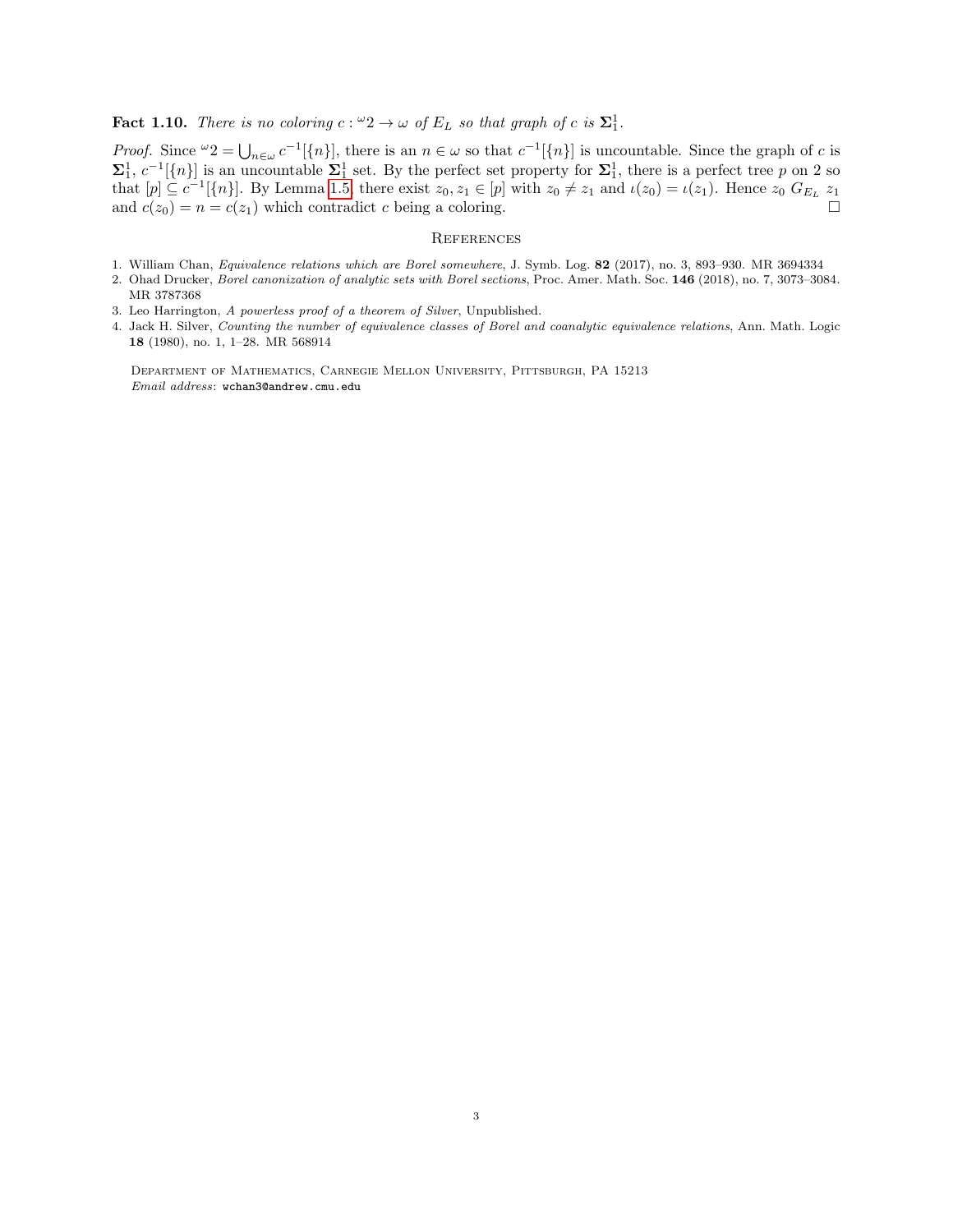**Fact 1.10.** *There is no coloring $c : {}^\omega 2 \to \omega$ of $E_L$ so that graph of $c$ is $\mathbf{\Sigma}^1_1$.*

*Proof.* Since ${}^\omega 2 = \bigcup_{n \in \omega} c^{-1}[\{n\}]$, there is an $n \in \omega$ so that $c^{-1}[\{n\}]$ is uncountable. Since the graph of $c$ is $\mathbf{\Sigma}^1_1$, $c^{-1}[\{n\}]$ is an uncountable $\mathbf{\Sigma}^1_1$ set. By the perfect set property for $\mathbf{\Sigma}^1_1$, there is a perfect tree $p$ on 2 so that $[p] \subseteq c^{-1}[\{n\}]$. By Lemma 1.5, there exist $z_0, z_1 \in [p]$ with $z_0 \neq z_1$ and $\iota(z_0) = \iota(z_1)$. Hence $z_0 \; G_{E_L} \; z_1$ and $c(z_0) = n = c(z_1)$ which contradict $c$ being a coloring. □

## References

1. William Chan, *Equivalence relations which are Borel somewhere*, J. Symb. Log. **82** (2017), no. 3, 893–930. MR 3694334
2. Ohad Drucker, *Borel canonization of analytic sets with Borel sections*, Proc. Amer. Math. Soc. **146** (2018), no. 7, 3073–3084. MR 3787368
3. Leo Harrington, *A powerless proof of a theorem of Silver*, Unpublished.
4. Jack H. Silver, *Counting the number of equivalence classes of Borel and coanalytic equivalence relations*, Ann. Math. Logic **18** (1980), no. 1, 1–28. MR 568914

Department of Mathematics, Carnegie Mellon University, Pittsburgh, PA 15213
*Email address*: `wchan3@andrew.cmu.edu`